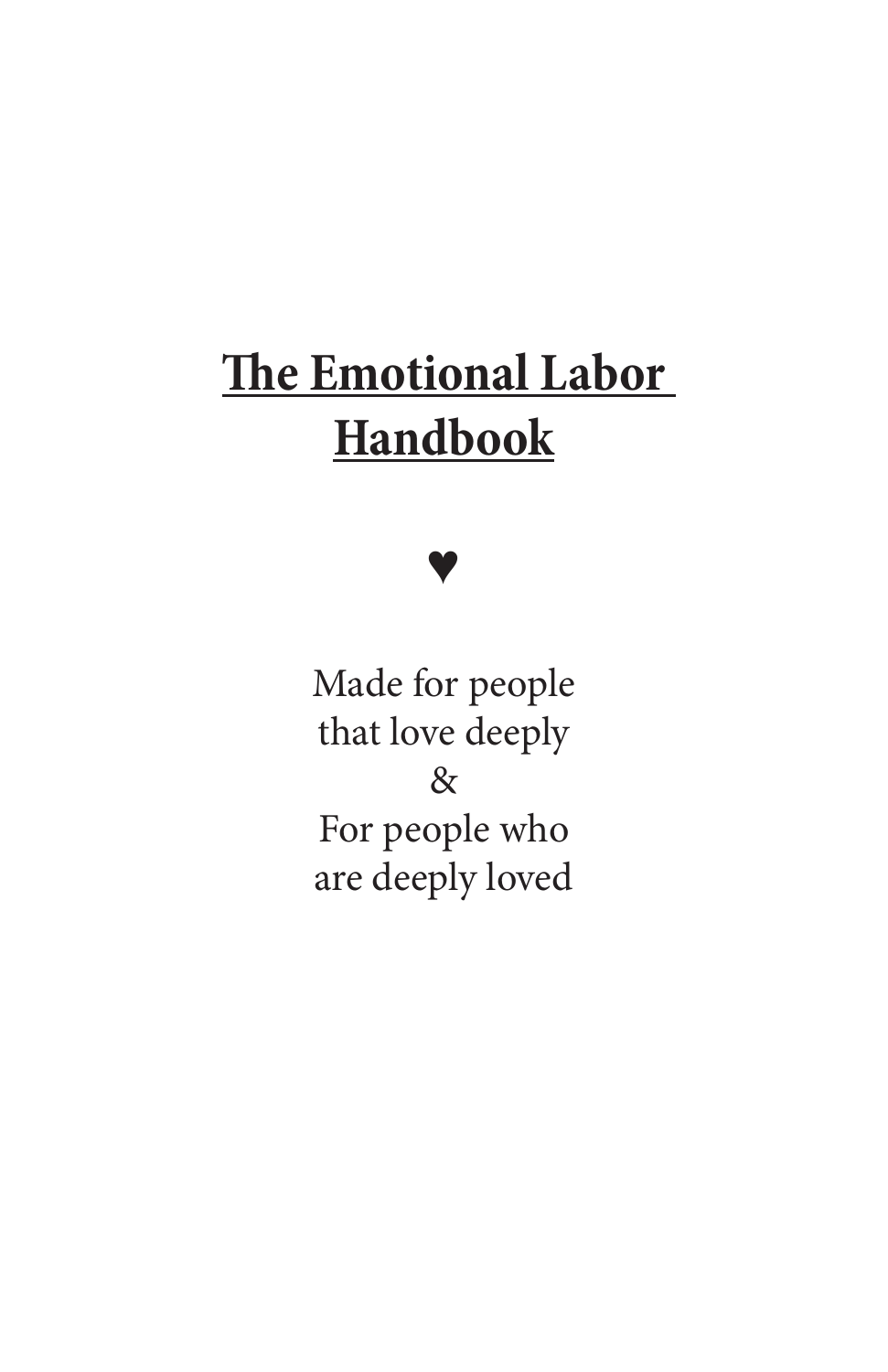# The Emotional Labor Handbook

♥

Made for people
that love deeply
&
For people who
are deeply loved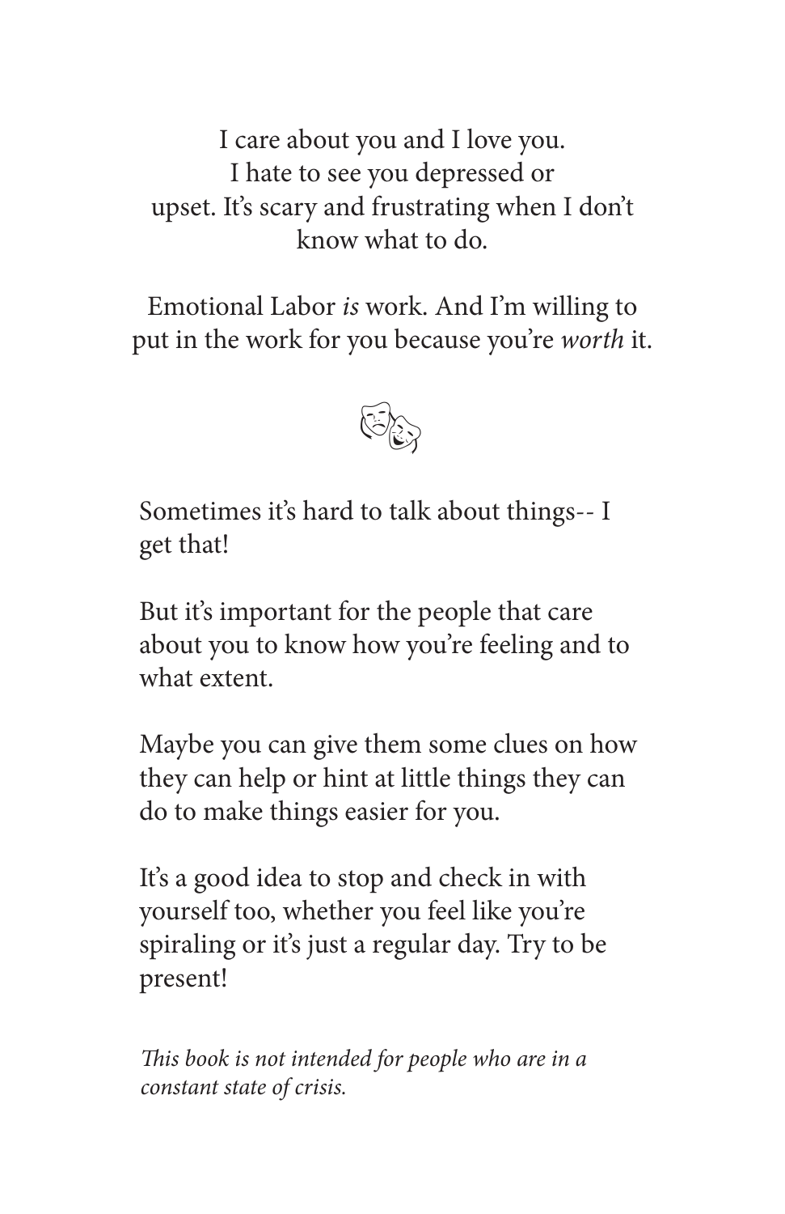I care about you and I love you.
I hate to see you depressed or
upset. It's scary and frustrating when I don't
know what to do.

Emotional Labor *is* work. And I'm willing to
put in the work for you because you're *worth* it.

Sometimes it's hard to talk about things-- I get that!

But it's important for the people that care about you to know how you're feeling and to what extent.

Maybe you can give them some clues on how they can help or hint at little things they can do to make things easier for you.

It's a good idea to stop and check in with yourself too, whether you feel like you're spiraling or it's just a regular day. Try to be present!

*This book is not intended for people who are in a constant state of crisis.*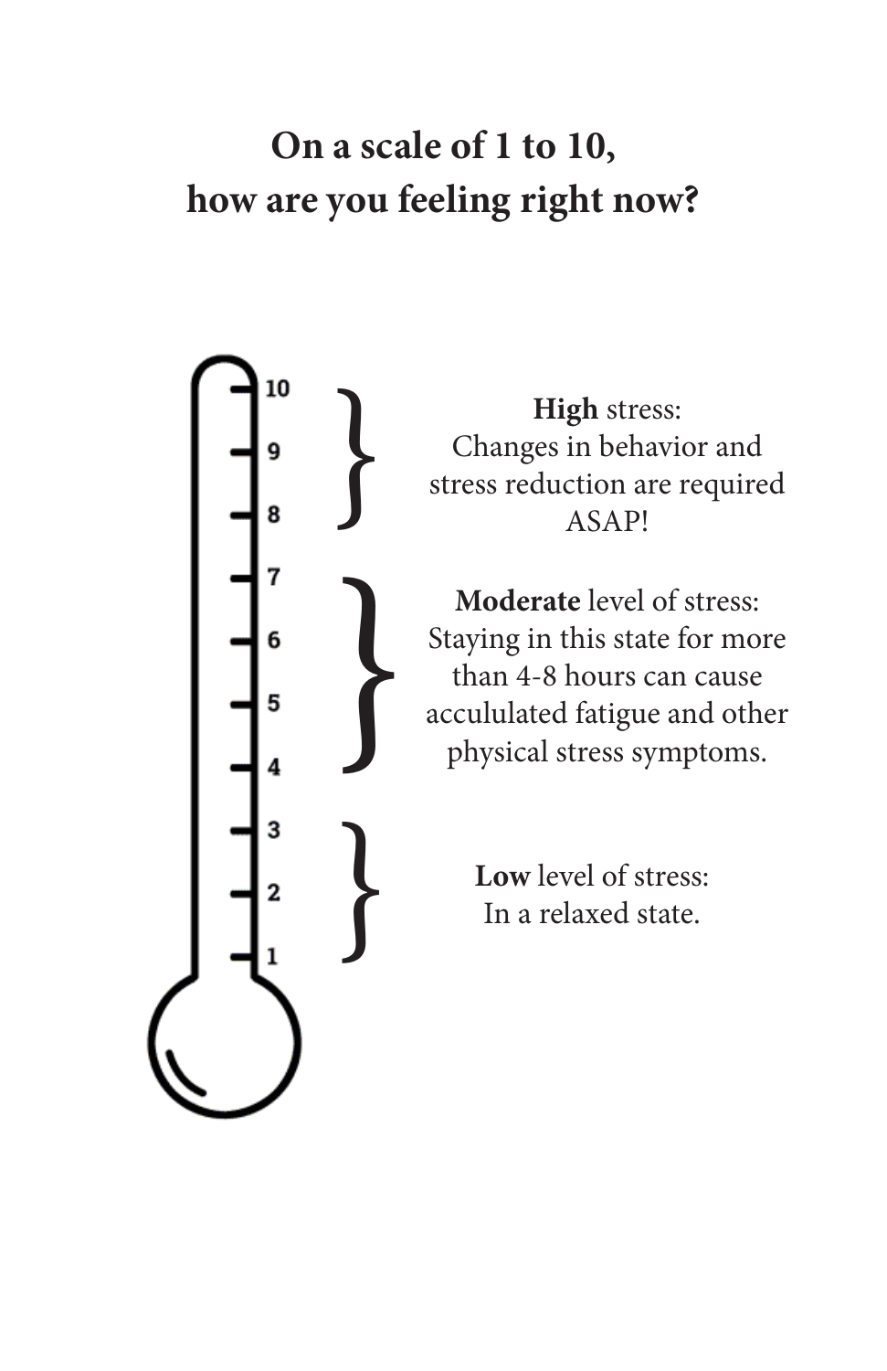## On a scale of 1 to 10, how are you feeling right now?

10
9
8

**High** stress:
Changes in behavior and stress reduction are required ASAP!

7
6
5
4

**Moderate** level of stress:
Staying in this state for more than 4-8 hours can cause acculated fatigue and other physical stress symptoms.

3
2
1

**Low** level of stress:
In a relaxed state.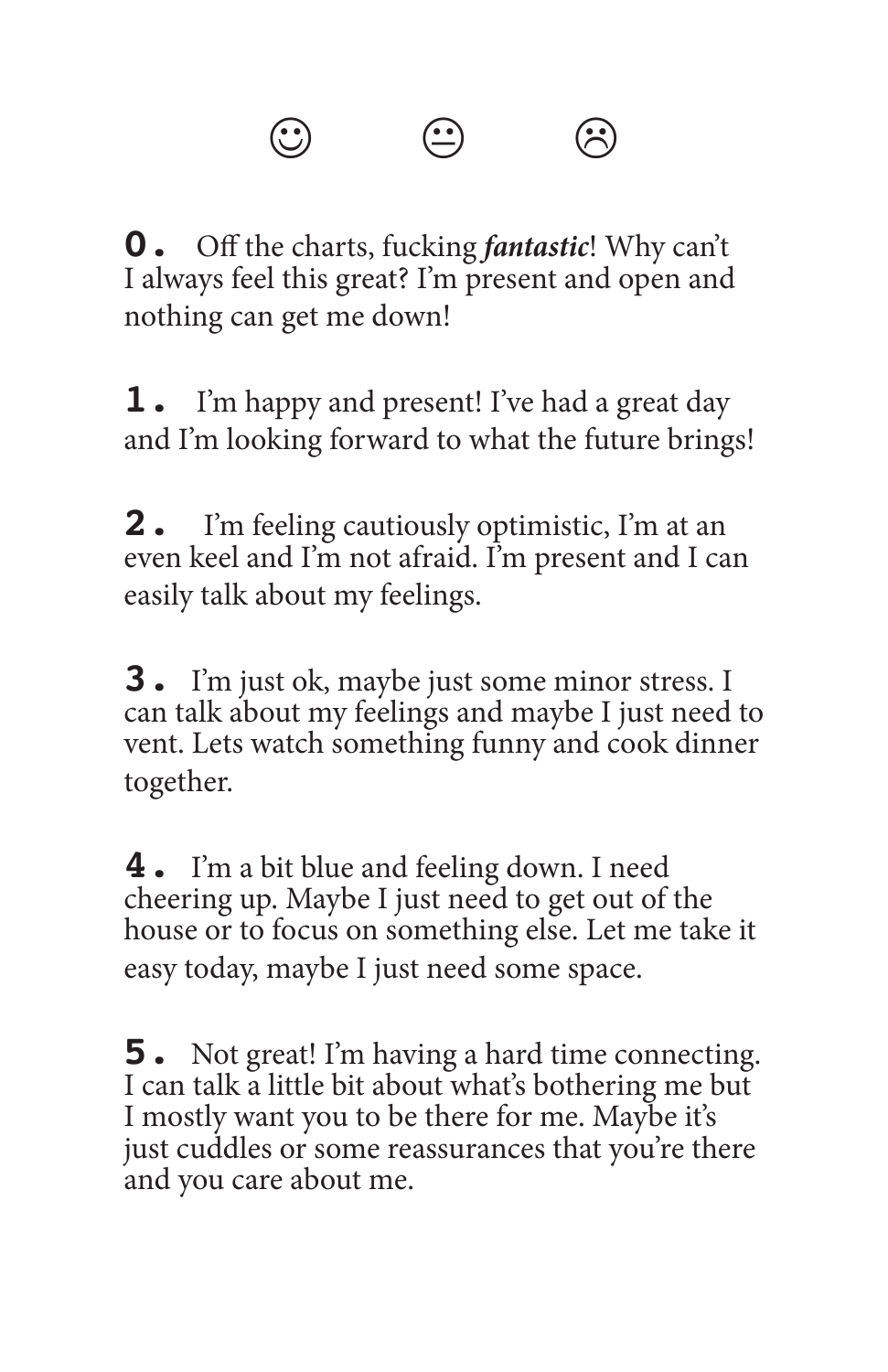☺ 😐 ☹

**0.** Off the charts, fucking ***fantastic***! Why can't I always feel this great? I'm present and open and nothing can get me down!

**1.** I'm happy and present! I've had a great day and I'm looking forward to what the future brings!

**2.** I'm feeling cautiously optimistic, I'm at an even keel and I'm not afraid. I'm present and I can easily talk about my feelings.

**3.** I'm just ok, maybe just some minor stress. I can talk about my feelings and maybe I just need to vent. Lets watch something funny and cook dinner together.

**4.** I'm a bit blue and feeling down. I need cheering up. Maybe I just need to get out of the house or to focus on something else. Let me take it easy today, maybe I just need some space.

**5.** Not great! I'm having a hard time connecting. I can talk a little bit about what's bothering me but I mostly want you to be there for me. Maybe it's just cuddles or some reassurances that you're there and you care about me.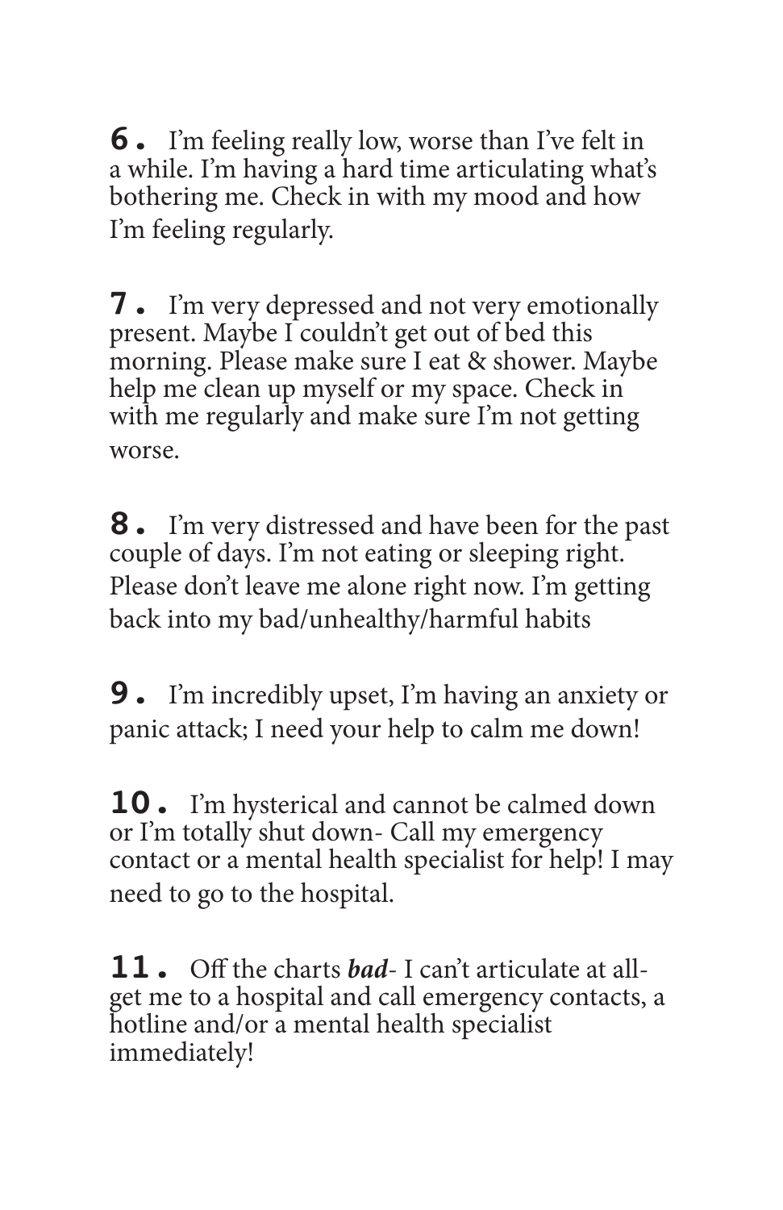**6.** I'm feeling really low, worse than I've felt in a while. I'm having a hard time articulating what's bothering me. Check in with my mood and how I'm feeling regularly.

**7.** I'm very depressed and not very emotionally present. Maybe I couldn't get out of bed this morning. Please make sure I eat & shower. Maybe help me clean up myself or my space. Check in with me regularly and make sure I'm not getting worse.

**8.** I'm very distressed and have been for the past couple of days. I'm not eating or sleeping right. Please don't leave me alone right now. I'm getting back into my bad/unhealthy/harmful habits

**9.** I'm incredibly upset, I'm having an anxiety or panic attack; I need your help to calm me down!

**10.** I'm hysterical and cannot be calmed down or I'm totally shut down- Call my emergency contact or a mental health specialist for help! I may need to go to the hospital.

**11.** Off the charts ***bad***- I can't articulate at all- get me to a hospital and call emergency contacts, a hotline and/or a mental health specialist immediately!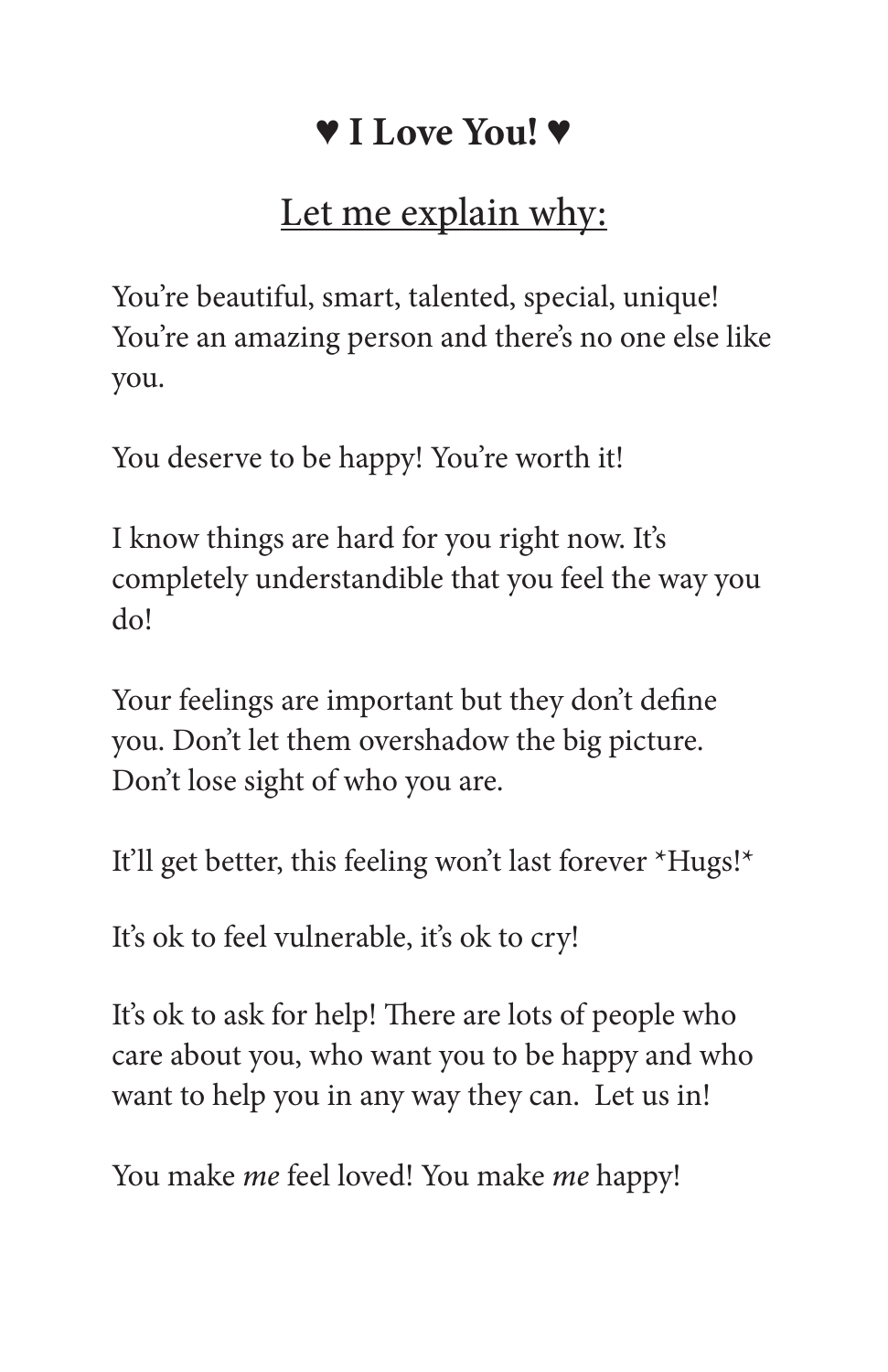# ♥ I Love You! ♥

## <u>Let me explain why:</u>

You're beautiful, smart, talented, special, unique! You're an amazing person and there's no one else like you.

You deserve to be happy! You're worth it!

I know things are hard for you right now. It's completely understandible that you feel the way you do!

Your feelings are important but they don't define you. Don't let them overshadow the big picture. Don't lose sight of who you are.

It'll get better, this feeling won't last forever *Hugs!*

It's ok to feel vulnerable, it's ok to cry!

It's ok to ask for help! There are lots of people who care about you, who want you to be happy and who want to help you in any way they can. Let us in!

You make *me* feel loved! You make *me* happy!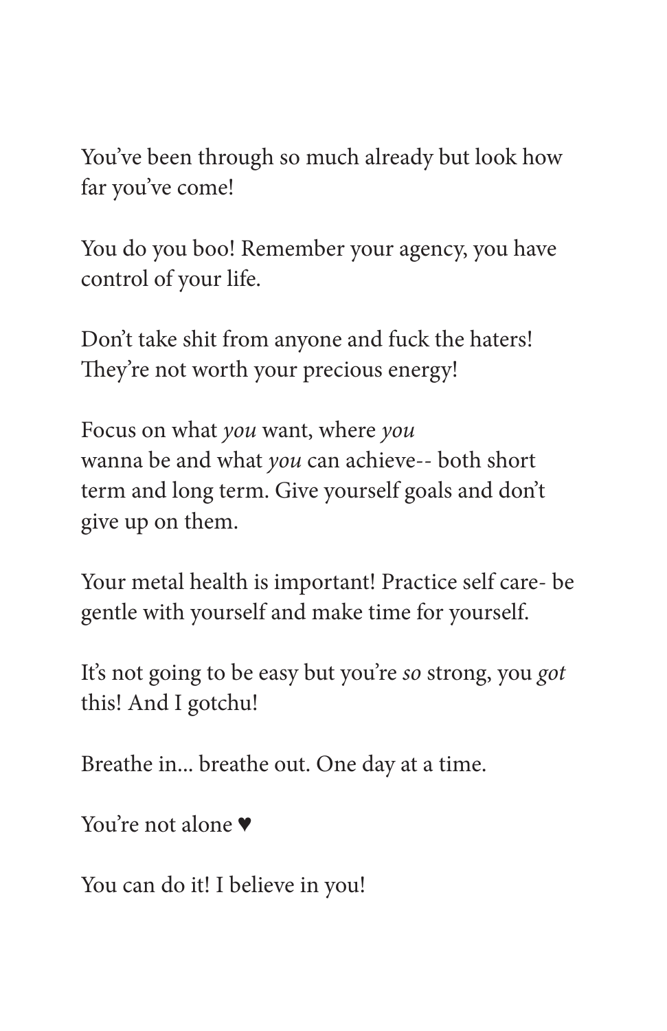You've been through so much already but look how far you've come!

You do you boo! Remember your agency, you have control of your life.

Don't take shit from anyone and fuck the haters! They're not worth your precious energy!

Focus on what *you* want, where *you* wanna be and what *you* can achieve-- both short term and long term. Give yourself goals and don't give up on them.

Your metal health is important! Practice self care- be gentle with yourself and make time for yourself.

It's not going to be easy but you're *so* strong, you *got* this! And I gotchu!

Breathe in... breathe out. One day at a time.

You're not alone ♥

You can do it! I believe in you!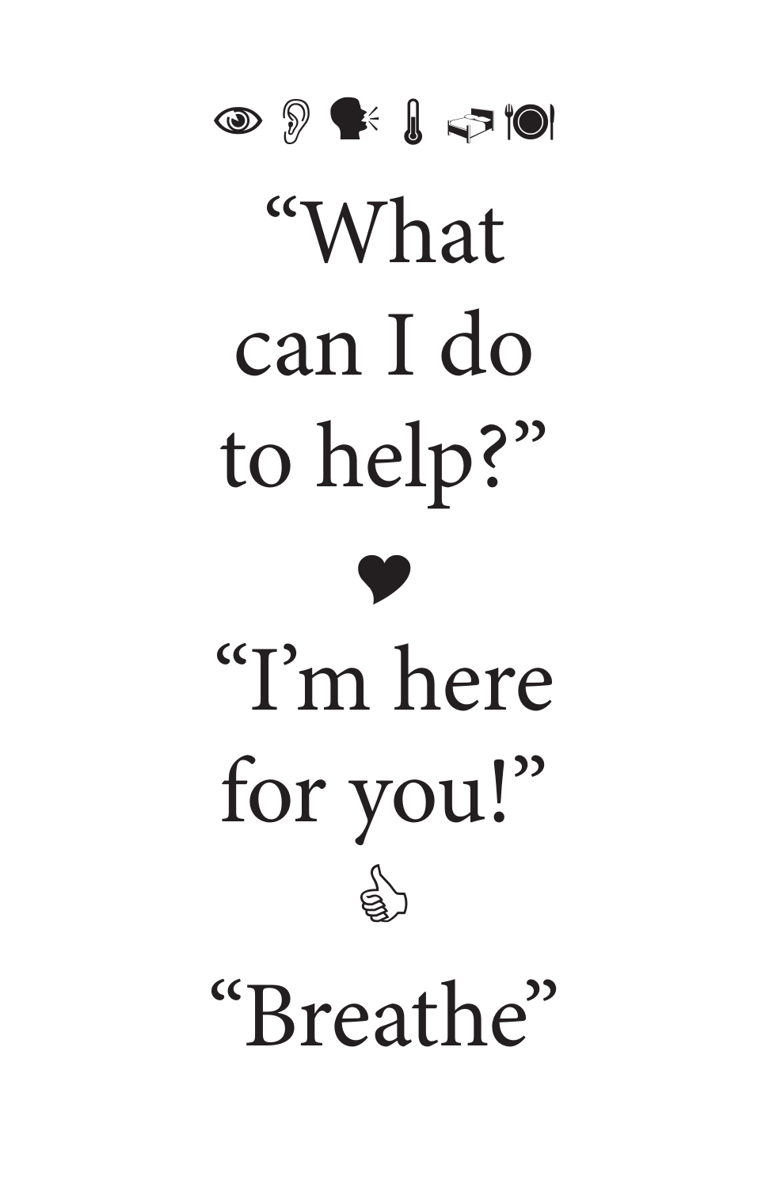👁 👂 🗣 🌡 🛏 🍽

“What can I do to help?”

❤

“I’m here for you!”

👍

“Breathe”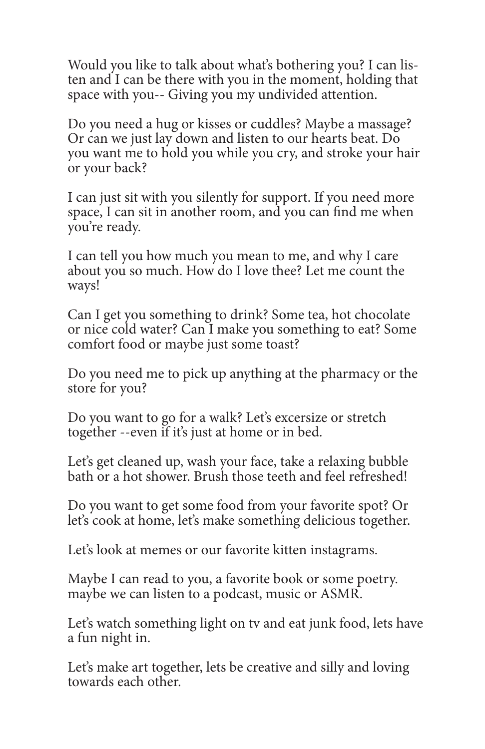Would you like to talk about what's bothering you? I can listen and I can be there with you in the moment, holding that space with you-- Giving you my undivided attention.

Do you need a hug or kisses or cuddles? Maybe a massage? Or can we just lay down and listen to our hearts beat. Do you want me to hold you while you cry, and stroke your hair or your back?

I can just sit with you silently for support. If you need more space, I can sit in another room, and you can find me when you're ready.

I can tell you how much you mean to me, and why I care about you so much. How do I love thee? Let me count the ways!

Can I get you something to drink? Some tea, hot chocolate or nice cold water? Can I make you something to eat? Some comfort food or maybe just some toast?

Do you need me to pick up anything at the pharmacy or the store for you?

Do you want to go for a walk? Let's excersize or stretch together --even if it's just at home or in bed.

Let's get cleaned up, wash your face, take a relaxing bubble bath or a hot shower. Brush those teeth and feel refreshed!

Do you want to get some food from your favorite spot? Or let's cook at home, let's make something delicious together.

Let's look at memes or our favorite kitten instagrams.

Maybe I can read to you, a favorite book or some poetry. maybe we can listen to a podcast, music or ASMR.

Let's watch something light on tv and eat junk food, lets have a fun night in.

Let's make art together, lets be creative and silly and loving towards each other.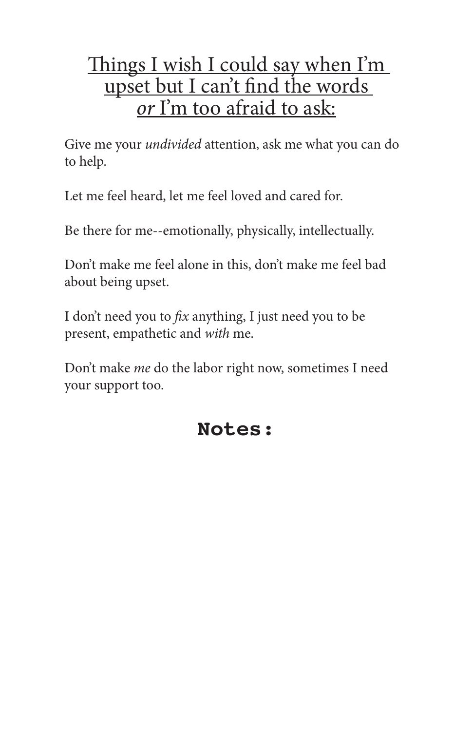## Things I wish I could say when I'm upset but I can't find the words *or* I'm too afraid to ask:

Give me your *undivided* attention, ask me what you can do to help.

Let me feel heard, let me feel loved and cared for.

Be there for me--emotionally, physically, intellectually.

Don't make me feel alone in this, don't make me feel bad about being upset.

I don't need you to *fix* anything, I just need you to be present, empathetic and *with* me.

Don't make *me* do the labor right now, sometimes I need your support too.

**Notes:**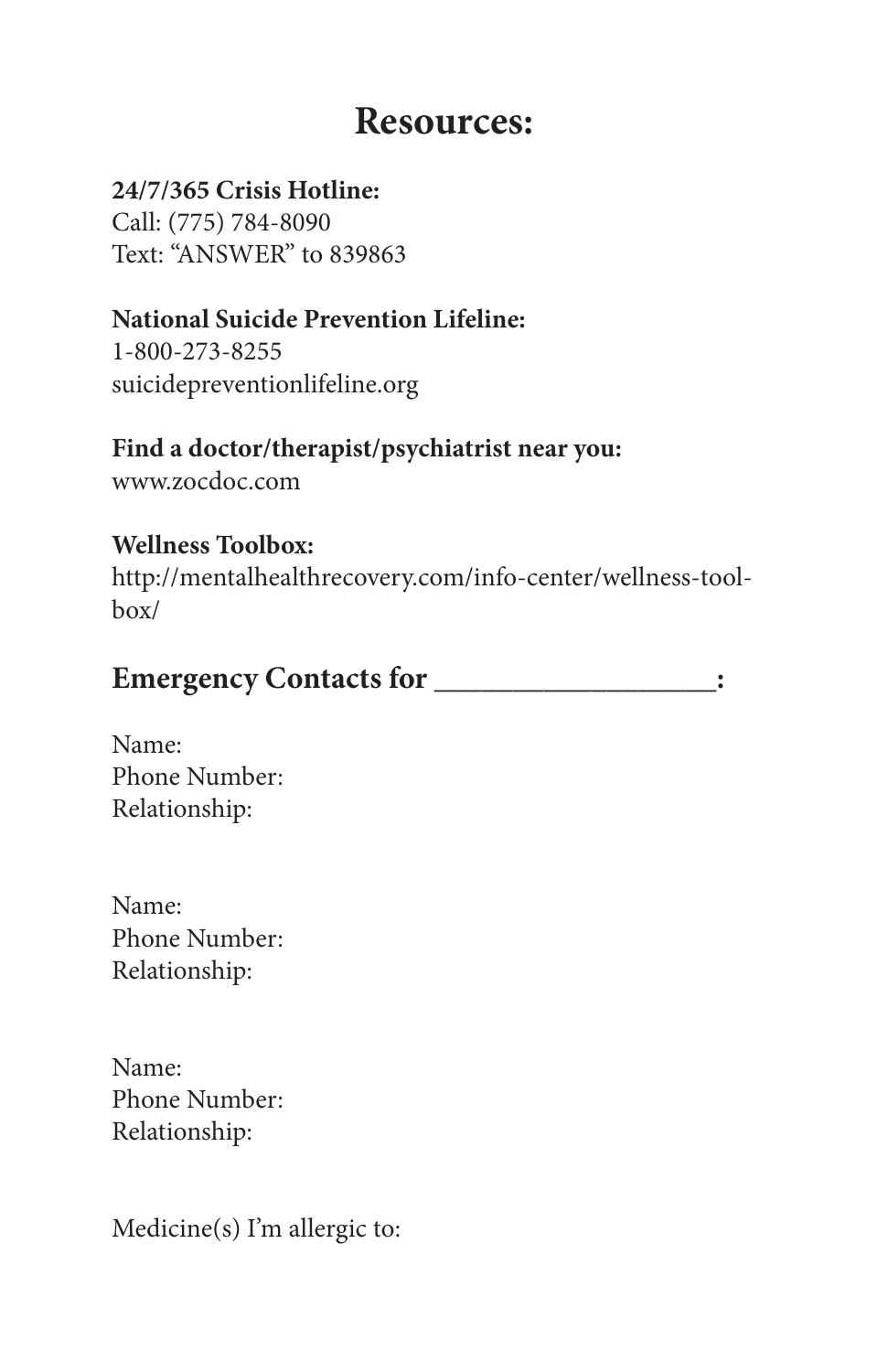# Resources:

**24/7/365 Crisis Hotline:**
Call: (775) 784-8090
Text: "ANSWER" to 839863

**National Suicide Prevention Lifeline:**
1-800-273-8255
suicidepreventionlifeline.org

**Find a doctor/therapist/psychiatrist near you:**
www.zocdoc.com

**Wellness Toolbox:**
http://mentalhealthrecovery.com/info-center/wellness-toolbox/

## Emergency Contacts for ___________________:

Name:
Phone Number:
Relationship:

Name:
Phone Number:
Relationship:

Name:
Phone Number:
Relationship:

Medicine(s) I'm allergic to: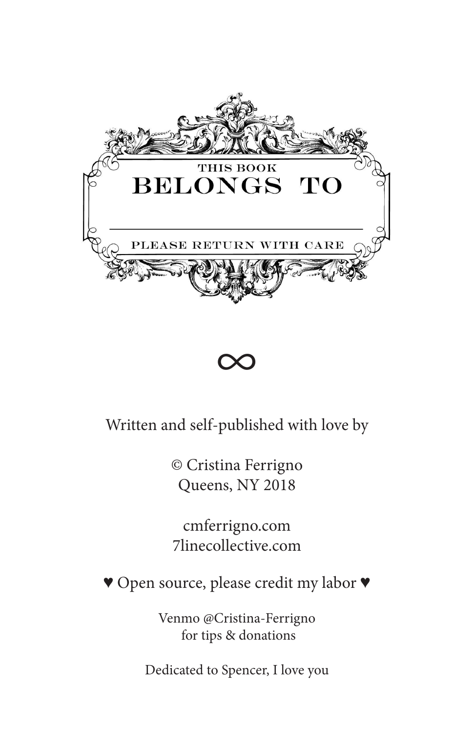THIS BOOK

BELONGS TO

\_\_\_\_\_\_\_\_\_\_\_\_\_\_\_\_\_\_\_\_\_\_\_\_\_\_\_\_\_\_\_\_

PLEASE RETURN WITH CARE

∞

Written and self-published with love by

© Cristina Ferrigno
Queens, NY 2018

cmferrigno.com
7linecollective.com

♥ Open source, please credit my labor ♥

Venmo @Cristina-Ferrigno
for tips & donations

Dedicated to Spencer, I love you